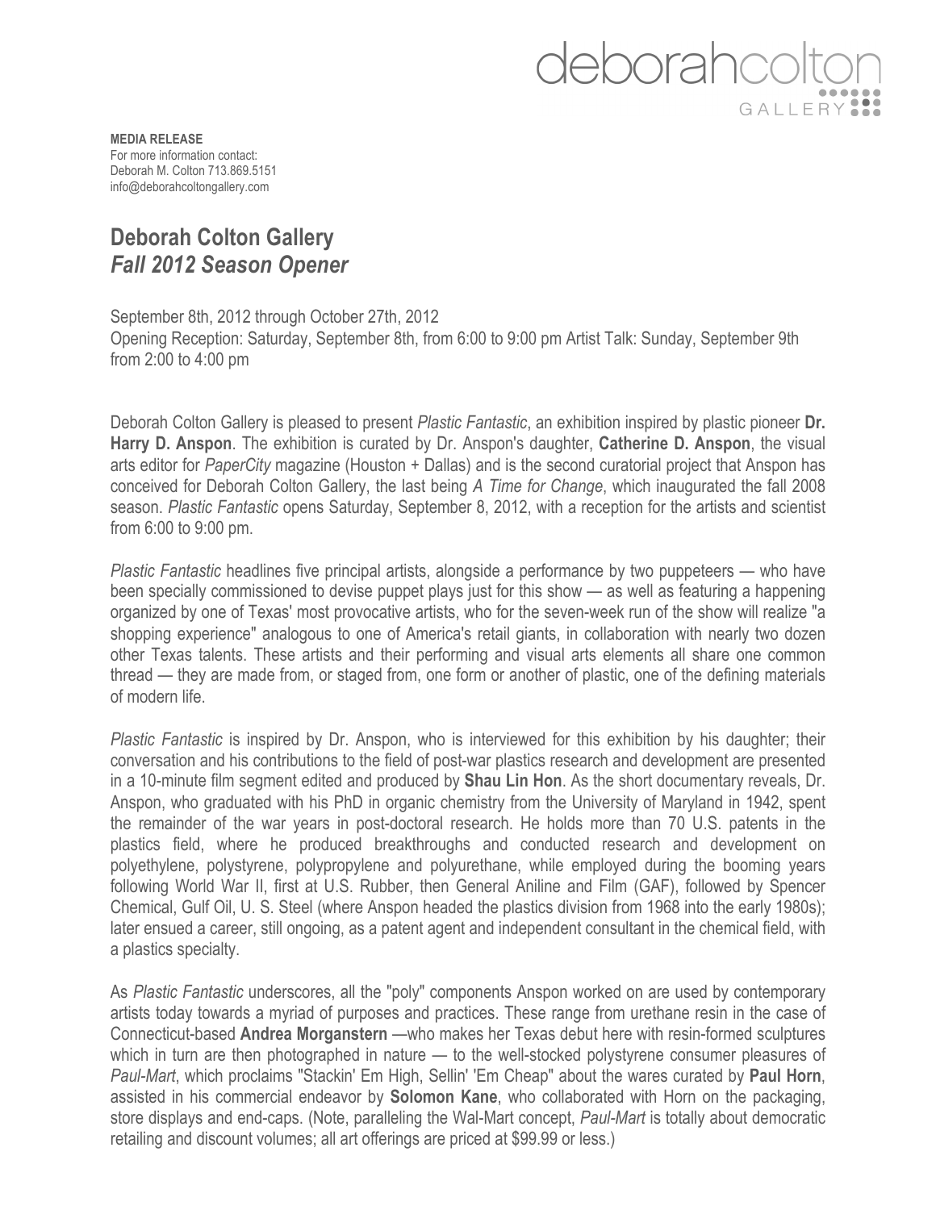deborahcolton GALLERY

**MEDIA RELEASE**
For more information contact:
Deborah M. Colton 713.869.5151
info@deborahcoltongallery.com

## Deborah Colton Gallery
## *Fall 2012 Season Opener*

September 8th, 2012 through October 27th, 2012
Opening Reception: Saturday, September 8th, from 6:00 to 9:00 pm Artist Talk: Sunday, September 9th from 2:00 to 4:00 pm

Deborah Colton Gallery is pleased to present *Plastic Fantastic*, an exhibition inspired by plastic pioneer **Dr. Harry D. Anspon**. The exhibition is curated by Dr. Anspon's daughter, **Catherine D. Anspon**, the visual arts editor for *PaperCity* magazine (Houston + Dallas) and is the second curatorial project that Anspon has conceived for Deborah Colton Gallery, the last being *A Time for Change*, which inaugurated the fall 2008 season. *Plastic Fantastic* opens Saturday, September 8, 2012, with a reception for the artists and scientist from 6:00 to 9:00 pm.

*Plastic Fantastic* headlines five principal artists, alongside a performance by two puppeteers — who have been specially commissioned to devise puppet plays just for this show — as well as featuring a happening organized by one of Texas' most provocative artists, who for the seven-week run of the show will realize "a shopping experience" analogous to one of America's retail giants, in collaboration with nearly two dozen other Texas talents. These artists and their performing and visual arts elements all share one common thread — they are made from, or staged from, one form or another of plastic, one of the defining materials of modern life.

*Plastic Fantastic* is inspired by Dr. Anspon, who is interviewed for this exhibition by his daughter; their conversation and his contributions to the field of post-war plastics research and development are presented in a 10-minute film segment edited and produced by **Shau Lin Hon**. As the short documentary reveals, Dr. Anspon, who graduated with his PhD in organic chemistry from the University of Maryland in 1942, spent the remainder of the war years in post-doctoral research. He holds more than 70 U.S. patents in the plastics field, where he produced breakthroughs and conducted research and development on polyethylene, polystyrene, polypropylene and polyurethane, while employed during the booming years following World War II, first at U.S. Rubber, then General Aniline and Film (GAF), followed by Spencer Chemical, Gulf Oil, U. S. Steel (where Anspon headed the plastics division from 1968 into the early 1980s); later ensued a career, still ongoing, as a patent agent and independent consultant in the chemical field, with a plastics specialty.

As *Plastic Fantastic* underscores, all the "poly" components Anspon worked on are used by contemporary artists today towards a myriad of purposes and practices. These range from urethane resin in the case of Connecticut-based **Andrea Morganstern** —who makes her Texas debut here with resin-formed sculptures which in turn are then photographed in nature — to the well-stocked polystyrene consumer pleasures of *Paul-Mart*, which proclaims "Stackin' Em High, Sellin' 'Em Cheap" about the wares curated by **Paul Horn**, assisted in his commercial endeavor by **Solomon Kane**, who collaborated with Horn on the packaging, store displays and end-caps. (Note, paralleling the Wal-Mart concept, *Paul-Mart* is totally about democratic retailing and discount volumes; all art offerings are priced at $99.99 or less.)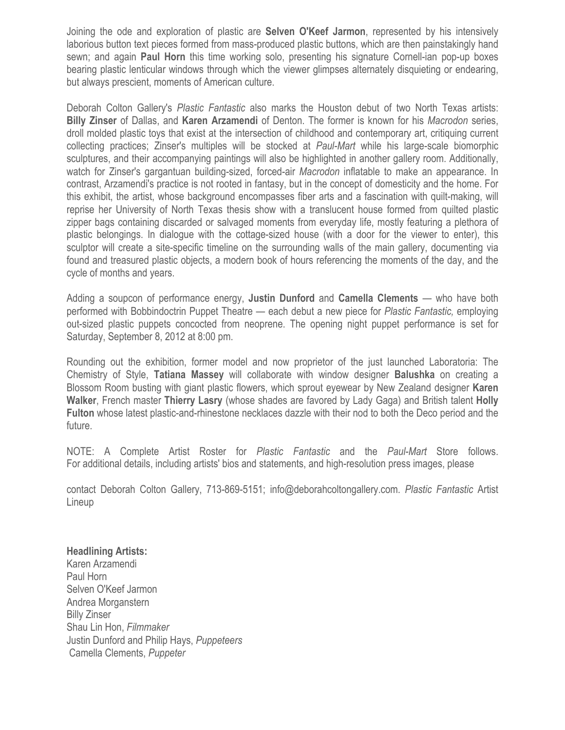Joining the ode and exploration of plastic are **Selven O'Keef Jarmon**, represented by his intensively laborious button text pieces formed from mass-produced plastic buttons, which are then painstakingly hand sewn; and again **Paul Horn** this time working solo, presenting his signature Cornell-ian pop-up boxes bearing plastic lenticular windows through which the viewer glimpses alternately disquieting or endearing, but always prescient, moments of American culture.

Deborah Colton Gallery's *Plastic Fantastic* also marks the Houston debut of two North Texas artists: **Billy Zinser** of Dallas, and **Karen Arzamendi** of Denton. The former is known for his *Macrodon* series, droll molded plastic toys that exist at the intersection of childhood and contemporary art, critiquing current collecting practices; Zinser's multiples will be stocked at *Paul-Mart* while his large-scale biomorphic sculptures, and their accompanying paintings will also be highlighted in another gallery room. Additionally, watch for Zinser's gargantuan building-sized, forced-air *Macrodon* inflatable to make an appearance. In contrast, Arzamendi's practice is not rooted in fantasy, but in the concept of domesticity and the home. For this exhibit, the artist, whose background encompasses fiber arts and a fascination with quilt-making, will reprise her University of North Texas thesis show with a translucent house formed from quilted plastic zipper bags containing discarded or salvaged moments from everyday life, mostly featuring a plethora of plastic belongings. In dialogue with the cottage-sized house (with a door for the viewer to enter), this sculptor will create a site-specific timeline on the surrounding walls of the main gallery, documenting via found and treasured plastic objects, a modern book of hours referencing the moments of the day, and the cycle of months and years.

Adding a soupcon of performance energy, **Justin Dunford** and **Camella Clements** — who have both performed with Bobbindoctrin Puppet Theatre — each debut a new piece for *Plastic Fantastic,* employing out-sized plastic puppets concocted from neoprene. The opening night puppet performance is set for Saturday, September 8, 2012 at 8:00 pm.

Rounding out the exhibition, former model and now proprietor of the just launched Laboratoria: The Chemistry of Style, **Tatiana Massey** will collaborate with window designer **Balushka** on creating a Blossom Room busting with giant plastic flowers, which sprout eyewear by New Zealand designer **Karen Walker**, French master **Thierry Lasry** (whose shades are favored by Lady Gaga) and British talent **Holly Fulton** whose latest plastic-and-rhinestone necklaces dazzle with their nod to both the Deco period and the future.

NOTE: A Complete Artist Roster for *Plastic Fantastic* and the *Paul-Mart* Store follows. For additional details, including artists' bios and statements, and high-resolution press images, please

contact Deborah Colton Gallery, 713-869-5151; info@deborahcoltongallery.com. *Plastic Fantastic* Artist Lineup

**Headlining Artists:**
Karen Arzamendi
Paul Horn
Selven O'Keef Jarmon
Andrea Morganstern
Billy Zinser
Shau Lin Hon, *Filmmaker*
Justin Dunford and Philip Hays, *Puppeteers*
Camella Clements, *Puppeter*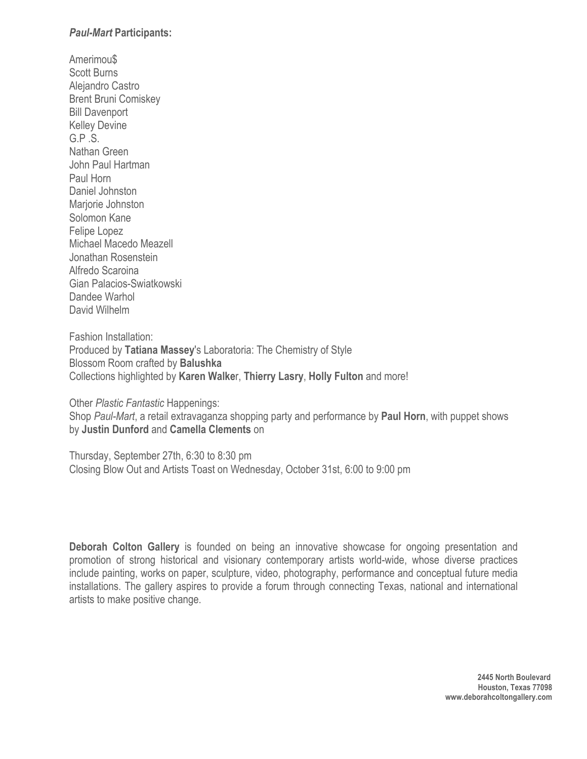***Paul-Mart* Participants:**

Amerimou$
Scott Burns
Alejandro Castro
Brent Bruni Comiskey
Bill Davenport
Kelley Devine
G.P .S.
Nathan Green
John Paul Hartman
Paul Horn
Daniel Johnston
Marjorie Johnston
Solomon Kane
Felipe Lopez
Michael Macedo Meazell
Jonathan Rosenstein
Alfredo Scaroina
Gian Palacios-Swiatkowski
Dandee Warhol
David Wilhelm

Fashion Installation:
Produced by **Tatiana Massey**'s Laboratoria: The Chemistry of Style
Blossom Room crafted by **Balushka**
Collections highlighted by **Karen Walke**r, **Thierry Lasry**, **Holly Fulton** and more!

Other *Plastic Fantastic* Happenings:
Shop *Paul-Mart*, a retail extravaganza shopping party and performance by **Paul Horn**, with puppet shows by **Justin Dunford** and **Camella Clements** on

Thursday, September 27th, 6:30 to 8:30 pm
Closing Blow Out and Artists Toast on Wednesday, October 31st, 6:00 to 9:00 pm

**Deborah Colton Gallery** is founded on being an innovative showcase for ongoing presentation and promotion of strong historical and visionary contemporary artists world-wide, whose diverse practices include painting, works on paper, sculpture, video, photography, performance and conceptual future media installations. The gallery aspires to provide a forum through connecting Texas, national and international artists to make positive change.

**2445 North Boulevard**
**Houston, Texas 77098**
**www.deborahcoltongallery.com**